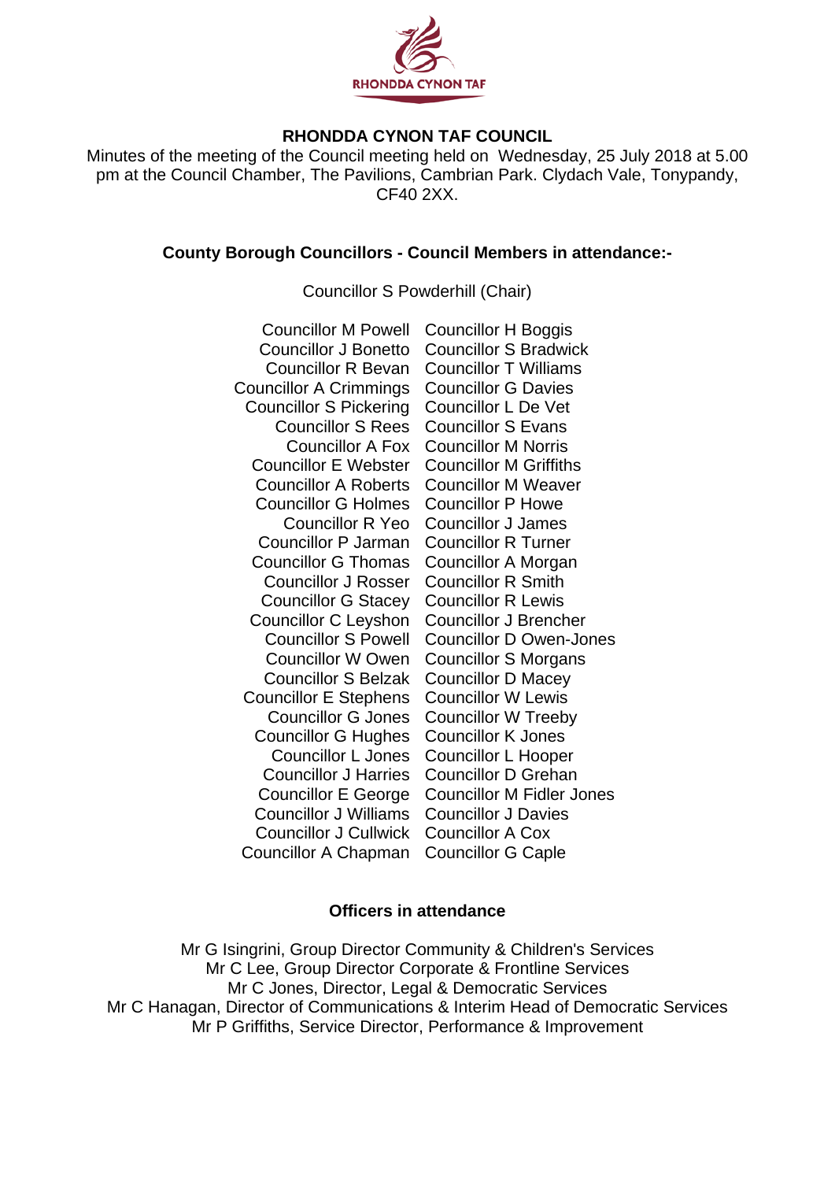RHONDDA CYNON TAF

# RHONDDA CYNON TAF COUNCIL

Minutes of the meeting of the Council meeting held on Wednesday, 25 July 2018 at 5.00 pm at the Council Chamber, The Pavilions, Cambrian Park. Clydach Vale, Tonypandy, CF40 2XX.

## County Borough Councillors - Council Members in attendance:-

Councillor S Powderhill (Chair)

| | |
|---|---|
| Councillor M Powell | Councillor H Boggis |
| Councillor J Bonetto | Councillor S Bradwick |
| Councillor R Bevan | Councillor T Williams |
| Councillor A Crimmings | Councillor G Davies |
| Councillor S Pickering | Councillor L De Vet |
| Councillor S Rees | Councillor S Evans |
| Councillor A Fox | Councillor M Norris |
| Councillor E Webster | Councillor M Griffiths |
| Councillor A Roberts | Councillor M Weaver |
| Councillor G Holmes | Councillor P Howe |
| Councillor R Yeo | Councillor J James |
| Councillor P Jarman | Councillor R Turner |
| Councillor G Thomas | Councillor A Morgan |
| Councillor J Rosser | Councillor R Smith |
| Councillor G Stacey | Councillor R Lewis |
| Councillor C Leyshon | Councillor J Brencher |
| Councillor S Powell | Councillor D Owen-Jones |
| Councillor W Owen | Councillor S Morgans |
| Councillor S Belzak | Councillor D Macey |
| Councillor E Stephens | Councillor W Lewis |
| Councillor G Jones | Councillor W Treeby |
| Councillor G Hughes | Councillor K Jones |
| Councillor L Jones | Councillor L Hooper |
| Councillor J Harries | Councillor D Grehan |
| Councillor E George | Councillor M Fidler Jones |
| Councillor J Williams | Councillor J Davies |
| Councillor J Cullwick | Councillor A Cox |
| Councillor A Chapman | Councillor G Caple |

## Officers in attendance

Mr G Isingrini, Group Director Community & Children's Services
Mr C Lee, Group Director Corporate & Frontline Services
Mr C Jones, Director, Legal & Democratic Services
Mr C Hanagan, Director of Communications & Interim Head of Democratic Services
Mr P Griffiths, Service Director, Performance & Improvement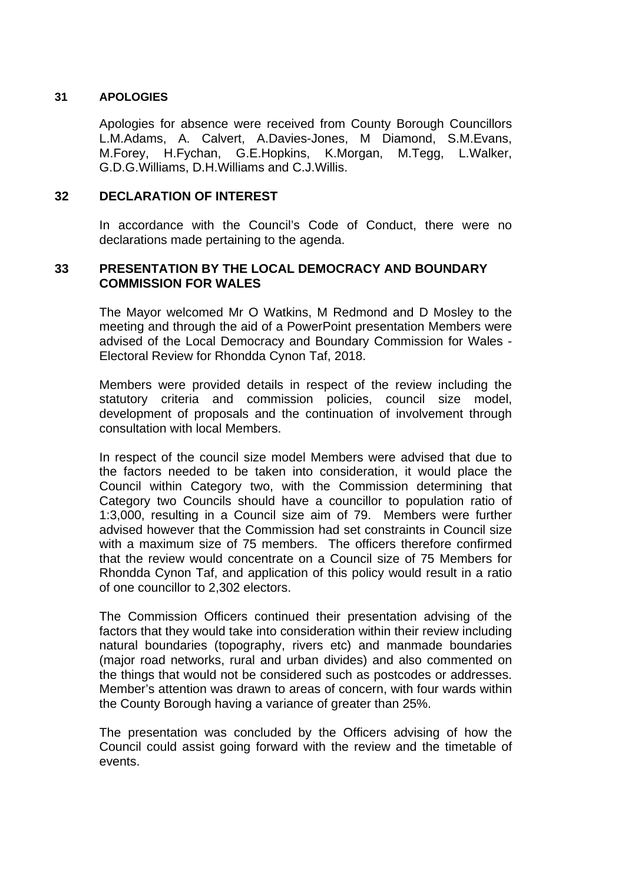**31 APOLOGIES**

Apologies for absence were received from County Borough Councillors L.M.Adams, A. Calvert, A.Davies-Jones, M Diamond, S.M.Evans, M.Forey, H.Fychan, G.E.Hopkins, K.Morgan, M.Tegg, L.Walker, G.D.G.Williams, D.H.Williams and C.J.Willis.

**32 DECLARATION OF INTEREST**

In accordance with the Council's Code of Conduct, there were no declarations made pertaining to the agenda.

**33 PRESENTATION BY THE LOCAL DEMOCRACY AND BOUNDARY COMMISSION FOR WALES**

The Mayor welcomed Mr O Watkins, M Redmond and D Mosley to the meeting and through the aid of a PowerPoint presentation Members were advised of the Local Democracy and Boundary Commission for Wales - Electoral Review for Rhondda Cynon Taf, 2018.

Members were provided details in respect of the review including the statutory criteria and commission policies, council size model, development of proposals and the continuation of involvement through consultation with local Members.

In respect of the council size model Members were advised that due to the factors needed to be taken into consideration, it would place the Council within Category two, with the Commission determining that Category two Councils should have a councillor to population ratio of 1:3,000, resulting in a Council size aim of 79. Members were further advised however that the Commission had set constraints in Council size with a maximum size of 75 members. The officers therefore confirmed that the review would concentrate on a Council size of 75 Members for Rhondda Cynon Taf, and application of this policy would result in a ratio of one councillor to 2,302 electors.

The Commission Officers continued their presentation advising of the factors that they would take into consideration within their review including natural boundaries (topography, rivers etc) and manmade boundaries (major road networks, rural and urban divides) and also commented on the things that would not be considered such as postcodes or addresses. Member's attention was drawn to areas of concern, with four wards within the County Borough having a variance of greater than 25%.

The presentation was concluded by the Officers advising of how the Council could assist going forward with the review and the timetable of events.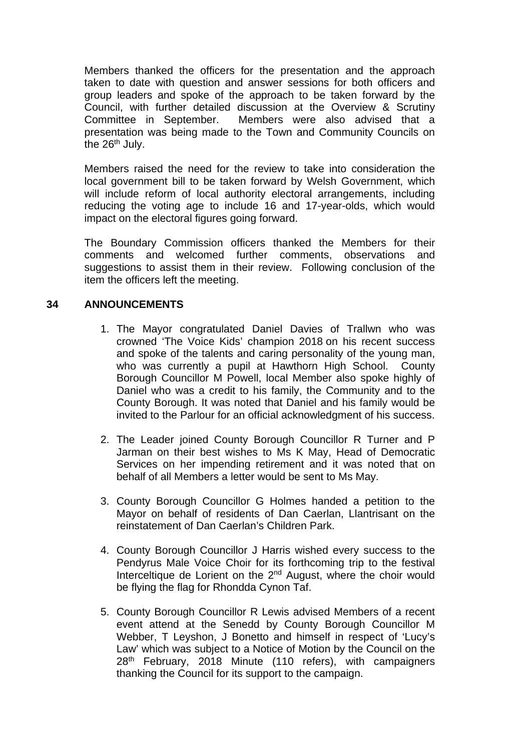Members thanked the officers for the presentation and the approach taken to date with question and answer sessions for both officers and group leaders and spoke of the approach to be taken forward by the Council, with further detailed discussion at the Overview & Scrutiny Committee in September. Members were also advised that a presentation was being made to the Town and Community Councils on the 26th July.

Members raised the need for the review to take into consideration the local government bill to be taken forward by Welsh Government, which will include reform of local authority electoral arrangements, including reducing the voting age to include 16 and 17-year-olds, which would impact on the electoral figures going forward.

The Boundary Commission officers thanked the Members for their comments and welcomed further comments, observations and suggestions to assist them in their review. Following conclusion of the item the officers left the meeting.

## 34 ANNOUNCEMENTS

1. The Mayor congratulated Daniel Davies of Trallwn who was crowned 'The Voice Kids' champion 2018 on his recent success and spoke of the talents and caring personality of the young man, who was currently a pupil at Hawthorn High School. County Borough Councillor M Powell, local Member also spoke highly of Daniel who was a credit to his family, the Community and to the County Borough. It was noted that Daniel and his family would be invited to the Parlour for an official acknowledgment of his success.

2. The Leader joined County Borough Councillor R Turner and P Jarman on their best wishes to Ms K May, Head of Democratic Services on her impending retirement and it was noted that on behalf of all Members a letter would be sent to Ms May.

3. County Borough Councillor G Holmes handed a petition to the Mayor on behalf of residents of Dan Caerlan, Llantrisant on the reinstatement of Dan Caerlan's Children Park.

4. County Borough Councillor J Harris wished every success to the Pendyrus Male Voice Choir for its forthcoming trip to the festival Interceltique de Lorient on the 2nd August, where the choir would be flying the flag for Rhondda Cynon Taf.

5. County Borough Councillor R Lewis advised Members of a recent event attend at the Senedd by County Borough Councillor M Webber, T Leyshon, J Bonetto and himself in respect of 'Lucy's Law' which was subject to a Notice of Motion by the Council on the 28th February, 2018 Minute (110 refers), with campaigners thanking the Council for its support to the campaign.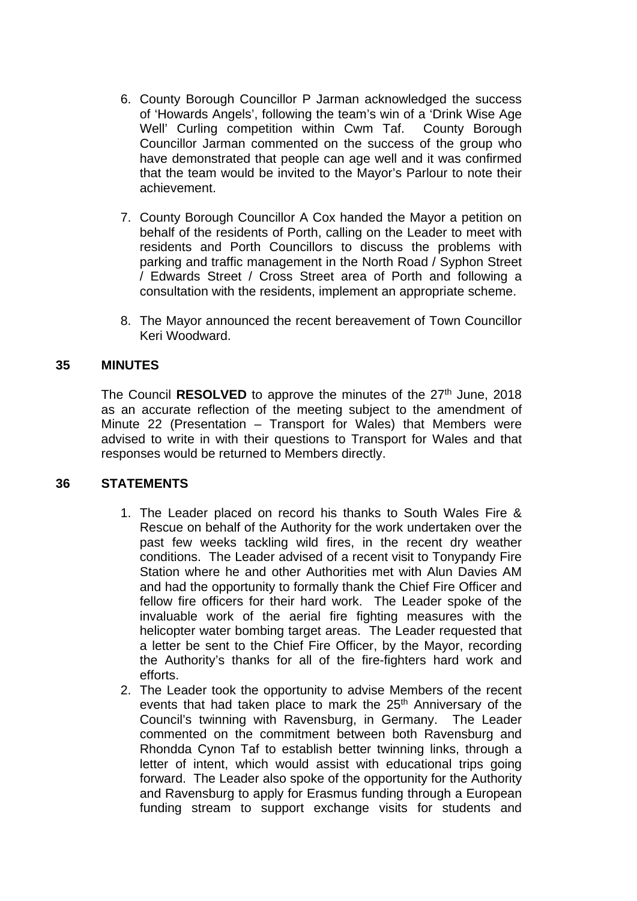6. County Borough Councillor P Jarman acknowledged the success of 'Howards Angels', following the team's win of a 'Drink Wise Age Well' Curling competition within Cwm Taf. County Borough Councillor Jarman commented on the success of the group who have demonstrated that people can age well and it was confirmed that the team would be invited to the Mayor's Parlour to note their achievement.

7. County Borough Councillor A Cox handed the Mayor a petition on behalf of the residents of Porth, calling on the Leader to meet with residents and Porth Councillors to discuss the problems with parking and traffic management in the North Road / Syphon Street / Edwards Street / Cross Street area of Porth and following a consultation with the residents, implement an appropriate scheme.

8. The Mayor announced the recent bereavement of Town Councillor Keri Woodward.

## 35 MINUTES

The Council **RESOLVED** to approve the minutes of the 27th June, 2018 as an accurate reflection of the meeting subject to the amendment of Minute 22 (Presentation – Transport for Wales) that Members were advised to write in with their questions to Transport for Wales and that responses would be returned to Members directly.

## 36 STATEMENTS

1. The Leader placed on record his thanks to South Wales Fire & Rescue on behalf of the Authority for the work undertaken over the past few weeks tackling wild fires, in the recent dry weather conditions. The Leader advised of a recent visit to Tonypandy Fire Station where he and other Authorities met with Alun Davies AM and had the opportunity to formally thank the Chief Fire Officer and fellow fire officers for their hard work. The Leader spoke of the invaluable work of the aerial fire fighting measures with the helicopter water bombing target areas. The Leader requested that a letter be sent to the Chief Fire Officer, by the Mayor, recording the Authority's thanks for all of the fire-fighters hard work and efforts.
2. The Leader took the opportunity to advise Members of the recent events that had taken place to mark the 25th Anniversary of the Council's twinning with Ravensburg, in Germany. The Leader commented on the commitment between both Ravensburg and Rhondda Cynon Taf to establish better twinning links, through a letter of intent, which would assist with educational trips going forward. The Leader also spoke of the opportunity for the Authority and Ravensburg to apply for Erasmus funding through a European funding stream to support exchange visits for students and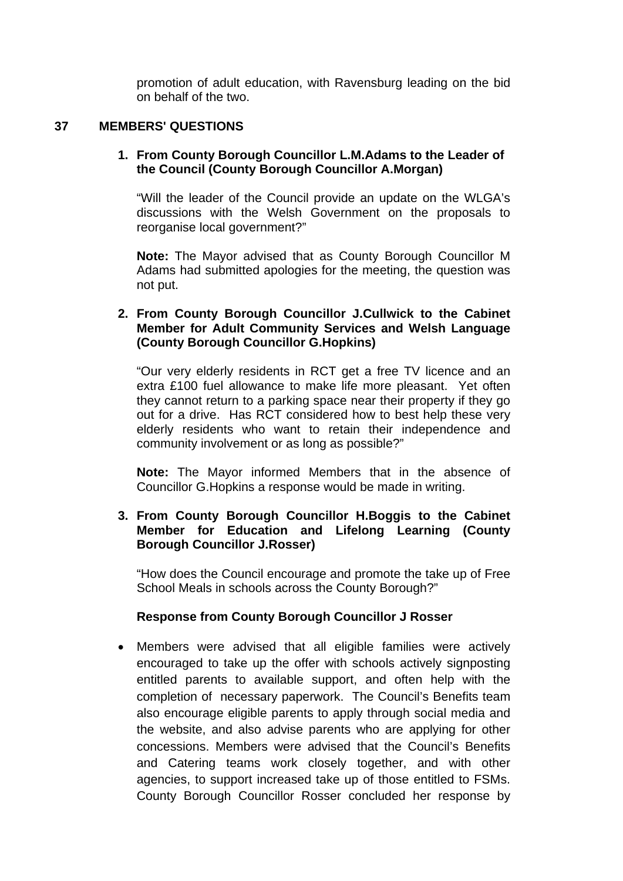promotion of adult education, with Ravensburg leading on the bid on behalf of the two.

## 37 MEMBERS' QUESTIONS

**1. From County Borough Councillor L.M.Adams to the Leader of the Council (County Borough Councillor A.Morgan)**

"Will the leader of the Council provide an update on the WLGA's discussions with the Welsh Government on the proposals to reorganise local government?"

**Note:** The Mayor advised that as County Borough Councillor M Adams had submitted apologies for the meeting, the question was not put.

**2. From County Borough Councillor J.Cullwick to the Cabinet Member for Adult Community Services and Welsh Language (County Borough Councillor G.Hopkins)**

"Our very elderly residents in RCT get a free TV licence and an extra £100 fuel allowance to make life more pleasant. Yet often they cannot return to a parking space near their property if they go out for a drive. Has RCT considered how to best help these very elderly residents who want to retain their independence and community involvement or as long as possible?"

**Note:** The Mayor informed Members that in the absence of Councillor G.Hopkins a response would be made in writing.

**3. From County Borough Councillor H.Boggis to the Cabinet Member for Education and Lifelong Learning (County Borough Councillor J.Rosser)**

"How does the Council encourage and promote the take up of Free School Meals in schools across the County Borough?"

**Response from County Borough Councillor J Rosser**

- Members were advised that all eligible families were actively encouraged to take up the offer with schools actively signposting entitled parents to available support, and often help with the completion of necessary paperwork. The Council's Benefits team also encourage eligible parents to apply through social media and the website, and also advise parents who are applying for other concessions. Members were advised that the Council's Benefits and Catering teams work closely together, and with other agencies, to support increased take up of those entitled to FSMs. County Borough Councillor Rosser concluded her response by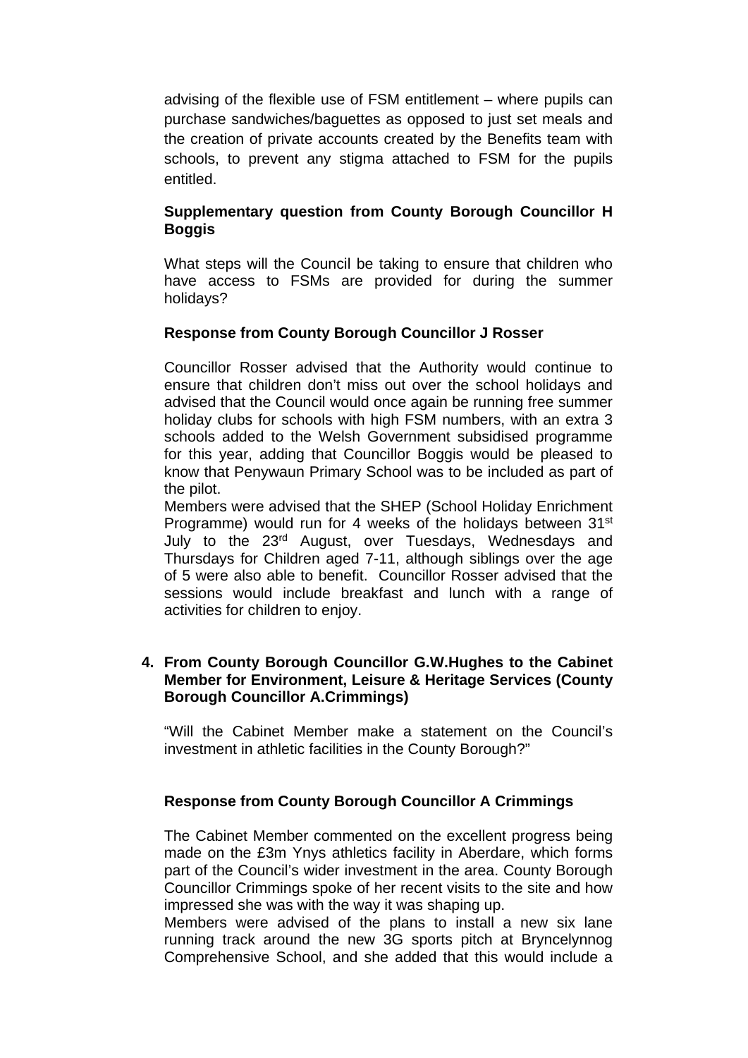advising of the flexible use of FSM entitlement – where pupils can purchase sandwiches/baguettes as opposed to just set meals and the creation of private accounts created by the Benefits team with schools, to prevent any stigma attached to FSM for the pupils entitled.

**Supplementary question from County Borough Councillor H Boggis**

What steps will the Council be taking to ensure that children who have access to FSMs are provided for during the summer holidays?

**Response from County Borough Councillor J Rosser**

Councillor Rosser advised that the Authority would continue to ensure that children don't miss out over the school holidays and advised that the Council would once again be running free summer holiday clubs for schools with high FSM numbers, with an extra 3 schools added to the Welsh Government subsidised programme for this year, adding that Councillor Boggis would be pleased to know that Penywaun Primary School was to be included as part of the pilot.

Members were advised that the SHEP (School Holiday Enrichment Programme) would run for 4 weeks of the holidays between 31st July to the 23rd August, over Tuesdays, Wednesdays and Thursdays for Children aged 7-11, although siblings over the age of 5 were also able to benefit. Councillor Rosser advised that the sessions would include breakfast and lunch with a range of activities for children to enjoy.

**4. From County Borough Councillor G.W.Hughes to the Cabinet Member for Environment, Leisure & Heritage Services (County Borough Councillor A.Crimmings)**

"Will the Cabinet Member make a statement on the Council's investment in athletic facilities in the County Borough?"

**Response from County Borough Councillor A Crimmings**

The Cabinet Member commented on the excellent progress being made on the £3m Ynys athletics facility in Aberdare, which forms part of the Council's wider investment in the area. County Borough Councillor Crimmings spoke of her recent visits to the site and how impressed she was with the way it was shaping up.

Members were advised of the plans to install a new six lane running track around the new 3G sports pitch at Bryncelynnog Comprehensive School, and she added that this would include a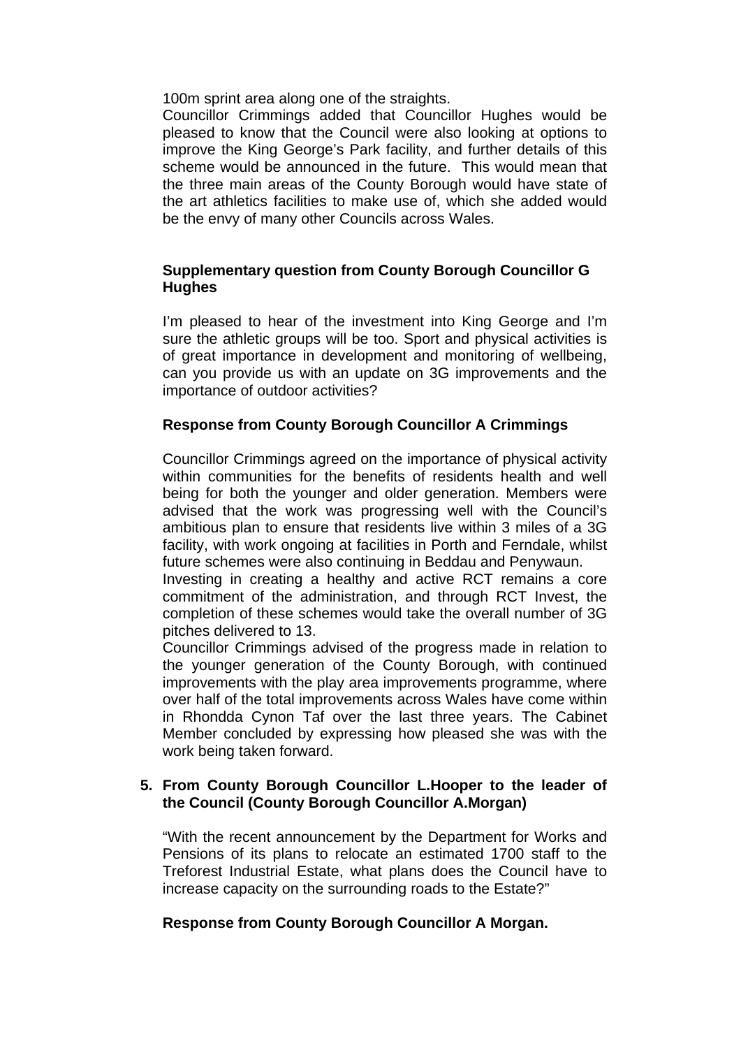100m sprint area along one of the straights.

Councillor Crimmings added that Councillor Hughes would be pleased to know that the Council were also looking at options to improve the King George's Park facility, and further details of this scheme would be announced in the future. This would mean that the three main areas of the County Borough would have state of the art athletics facilities to make use of, which she added would be the envy of many other Councils across Wales.

**Supplementary question from County Borough Councillor G Hughes**

I'm pleased to hear of the investment into King George and I'm sure the athletic groups will be too. Sport and physical activities is of great importance in development and monitoring of wellbeing, can you provide us with an update on 3G improvements and the importance of outdoor activities?

**Response from County Borough Councillor A Crimmings**

Councillor Crimmings agreed on the importance of physical activity within communities for the benefits of residents health and well being for both the younger and older generation. Members were advised that the work was progressing well with the Council's ambitious plan to ensure that residents live within 3 miles of a 3G facility, with work ongoing at facilities in Porth and Ferndale, whilst future schemes were also continuing in Beddau and Penywaun.

Investing in creating a healthy and active RCT remains a core commitment of the administration, and through RCT Invest, the completion of these schemes would take the overall number of 3G pitches delivered to 13.

Councillor Crimmings advised of the progress made in relation to the younger generation of the County Borough, with continued improvements with the play area improvements programme, where over half of the total improvements across Wales have come within in Rhondda Cynon Taf over the last three years. The Cabinet Member concluded by expressing how pleased she was with the work being taken forward.

5. **From County Borough Councillor L.Hooper to the leader of the Council (County Borough Councillor A.Morgan)**

"With the recent announcement by the Department for Works and Pensions of its plans to relocate an estimated 1700 staff to the Treforest Industrial Estate, what plans does the Council have to increase capacity on the surrounding roads to the Estate?"

**Response from County Borough Councillor A Morgan.**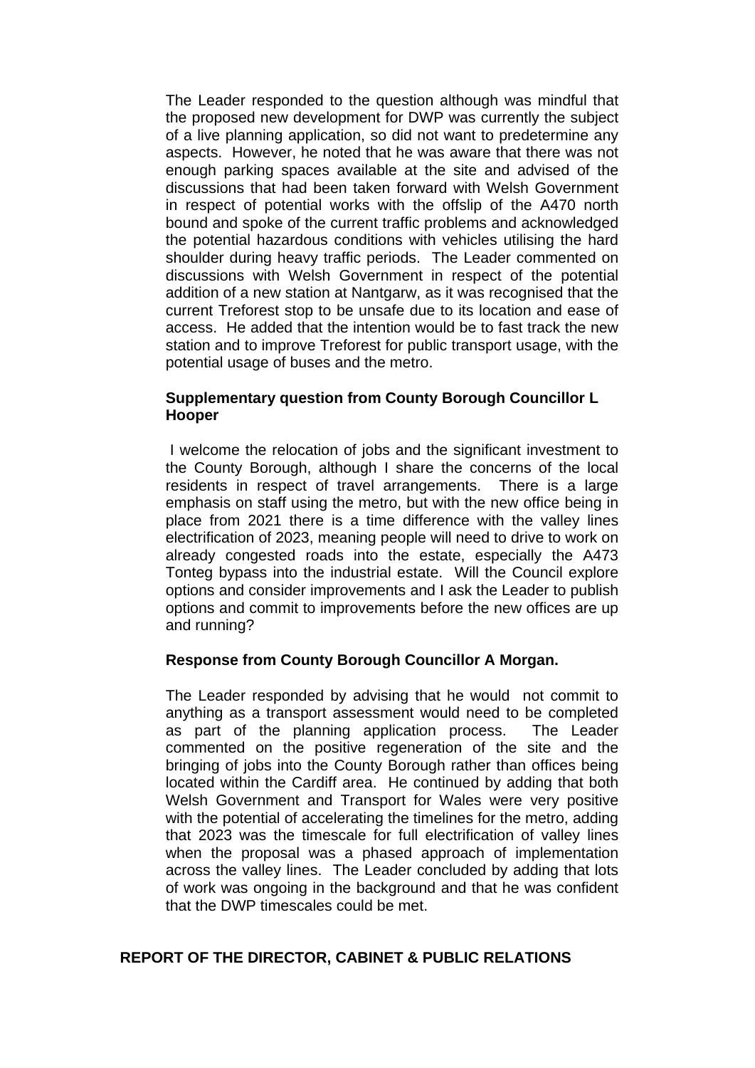The Leader responded to the question although was mindful that the proposed new development for DWP was currently the subject of a live planning application, so did not want to predetermine any aspects. However, he noted that he was aware that there was not enough parking spaces available at the site and advised of the discussions that had been taken forward with Welsh Government in respect of potential works with the offslip of the A470 north bound and spoke of the current traffic problems and acknowledged the potential hazardous conditions with vehicles utilising the hard shoulder during heavy traffic periods. The Leader commented on discussions with Welsh Government in respect of the potential addition of a new station at Nantgarw, as it was recognised that the current Treforest stop to be unsafe due to its location and ease of access. He added that the intention would be to fast track the new station and to improve Treforest for public transport usage, with the potential usage of buses and the metro.

**Supplementary question from County Borough Councillor L Hooper**

I welcome the relocation of jobs and the significant investment to the County Borough, although I share the concerns of the local residents in respect of travel arrangements. There is a large emphasis on staff using the metro, but with the new office being in place from 2021 there is a time difference with the valley lines electrification of 2023, meaning people will need to drive to work on already congested roads into the estate, especially the A473 Tonteg bypass into the industrial estate. Will the Council explore options and consider improvements and I ask the Leader to publish options and commit to improvements before the new offices are up and running?

**Response from County Borough Councillor A Morgan.**

The Leader responded by advising that he would not commit to anything as a transport assessment would need to be completed as part of the planning application process. The Leader commented on the positive regeneration of the site and the bringing of jobs into the County Borough rather than offices being located within the Cardiff area. He continued by adding that both Welsh Government and Transport for Wales were very positive with the potential of accelerating the timelines for the metro, adding that 2023 was the timescale for full electrification of valley lines when the proposal was a phased approach of implementation across the valley lines. The Leader concluded by adding that lots of work was ongoing in the background and that he was confident that the DWP timescales could be met.

**REPORT OF THE DIRECTOR, CABINET & PUBLIC RELATIONS**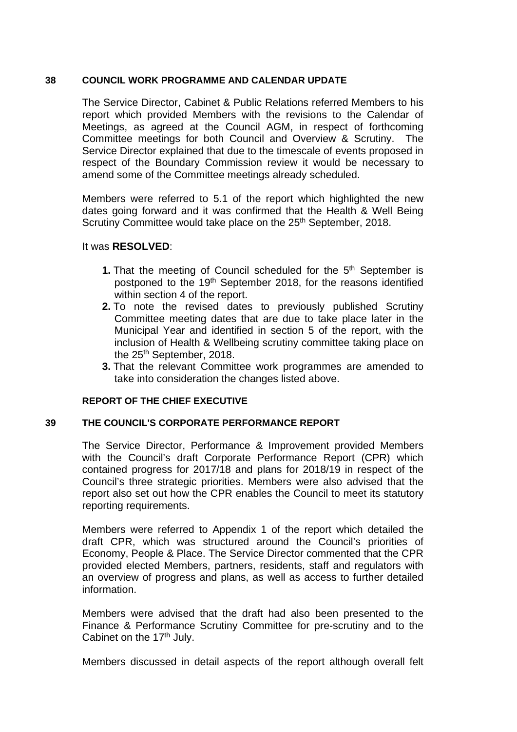## 38 COUNCIL WORK PROGRAMME AND CALENDAR UPDATE

The Service Director, Cabinet & Public Relations referred Members to his report which provided Members with the revisions to the Calendar of Meetings, as agreed at the Council AGM, in respect of forthcoming Committee meetings for both Council and Overview & Scrutiny. The Service Director explained that due to the timescale of events proposed in respect of the Boundary Commission review it would be necessary to amend some of the Committee meetings already scheduled.

Members were referred to 5.1 of the report which highlighted the new dates going forward and it was confirmed that the Health & Well Being Scrutiny Committee would take place on the 25th September, 2018.

It was **RESOLVED**:

1. That the meeting of Council scheduled for the 5th September is postponed to the 19th September 2018, for the reasons identified within section 4 of the report.
2. To note the revised dates to previously published Scrutiny Committee meeting dates that are due to take place later in the Municipal Year and identified in section 5 of the report, with the inclusion of Health & Wellbeing scrutiny committee taking place on the 25th September, 2018.
3. That the relevant Committee work programmes are amended to take into consideration the changes listed above.

**REPORT OF THE CHIEF EXECUTIVE**

## 39 THE COUNCIL'S CORPORATE PERFORMANCE REPORT

The Service Director, Performance & Improvement provided Members with the Council's draft Corporate Performance Report (CPR) which contained progress for 2017/18 and plans for 2018/19 in respect of the Council's three strategic priorities. Members were also advised that the report also set out how the CPR enables the Council to meet its statutory reporting requirements.

Members were referred to Appendix 1 of the report which detailed the draft CPR, which was structured around the Council's priorities of Economy, People & Place. The Service Director commented that the CPR provided elected Members, partners, residents, staff and regulators with an overview of progress and plans, as well as access to further detailed information.

Members were advised that the draft had also been presented to the Finance & Performance Scrutiny Committee for pre-scrutiny and to the Cabinet on the 17th July.

Members discussed in detail aspects of the report although overall felt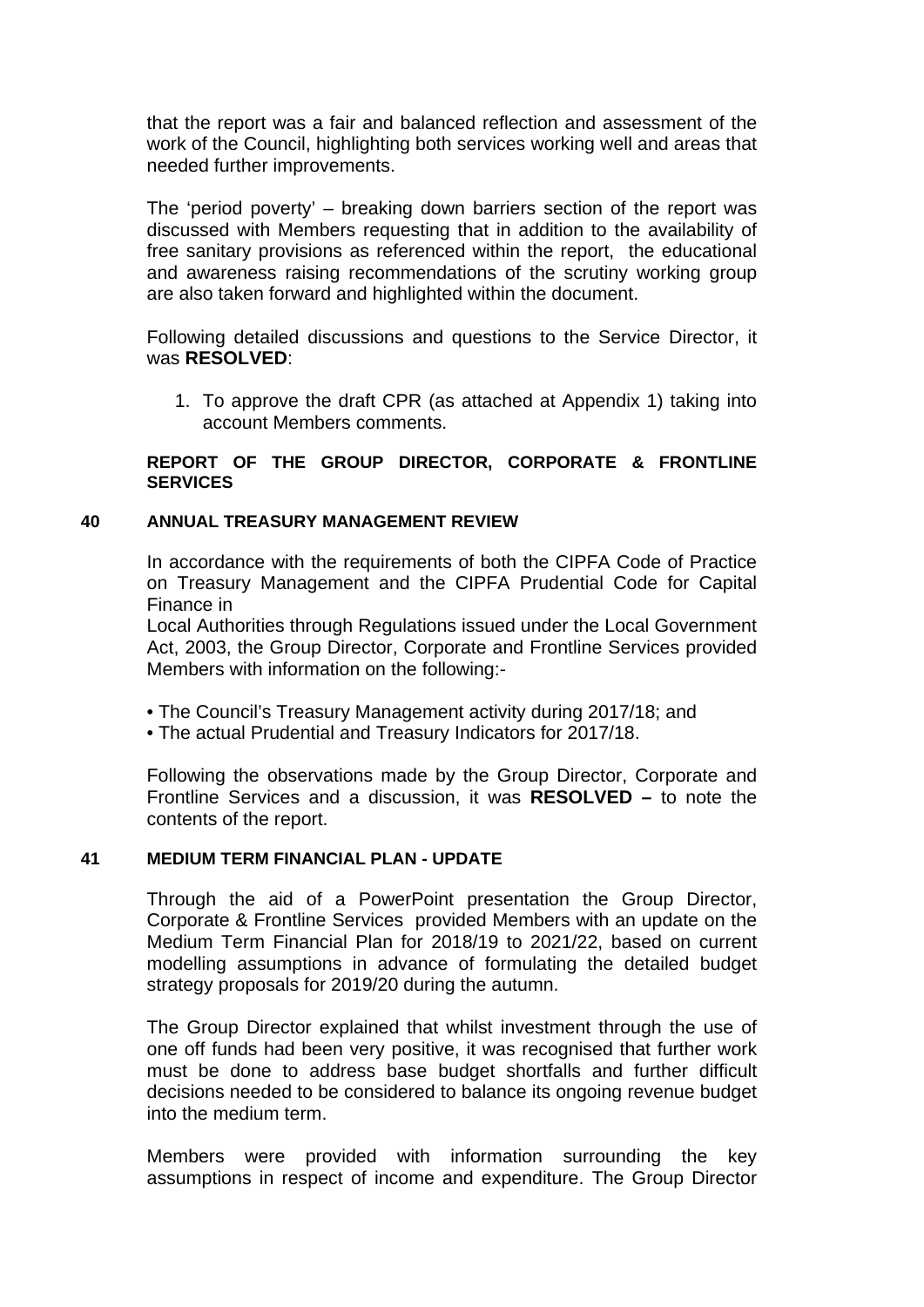that the report was a fair and balanced reflection and assessment of the work of the Council, highlighting both services working well and areas that needed further improvements.

The 'period poverty' – breaking down barriers section of the report was discussed with Members requesting that in addition to the availability of free sanitary provisions as referenced within the report, the educational and awareness raising recommendations of the scrutiny working group are also taken forward and highlighted within the document.

Following detailed discussions and questions to the Service Director, it was **RESOLVED**:

1. To approve the draft CPR (as attached at Appendix 1) taking into account Members comments.

**REPORT OF THE GROUP DIRECTOR, CORPORATE & FRONTLINE SERVICES**

**40 ANNUAL TREASURY MANAGEMENT REVIEW**

In accordance with the requirements of both the CIPFA Code of Practice on Treasury Management and the CIPFA Prudential Code for Capital Finance in
Local Authorities through Regulations issued under the Local Government Act, 2003, the Group Director, Corporate and Frontline Services provided Members with information on the following:-

- The Council's Treasury Management activity during 2017/18; and
- The actual Prudential and Treasury Indicators for 2017/18.

Following the observations made by the Group Director, Corporate and Frontline Services and a discussion, it was **RESOLVED –** to note the contents of the report.

**41 MEDIUM TERM FINANCIAL PLAN - UPDATE**

Through the aid of a PowerPoint presentation the Group Director, Corporate & Frontline Services provided Members with an update on the Medium Term Financial Plan for 2018/19 to 2021/22, based on current modelling assumptions in advance of formulating the detailed budget strategy proposals for 2019/20 during the autumn.

The Group Director explained that whilst investment through the use of one off funds had been very positive, it was recognised that further work must be done to address base budget shortfalls and further difficult decisions needed to be considered to balance its ongoing revenue budget into the medium term.

Members were provided with information surrounding the key assumptions in respect of income and expenditure. The Group Director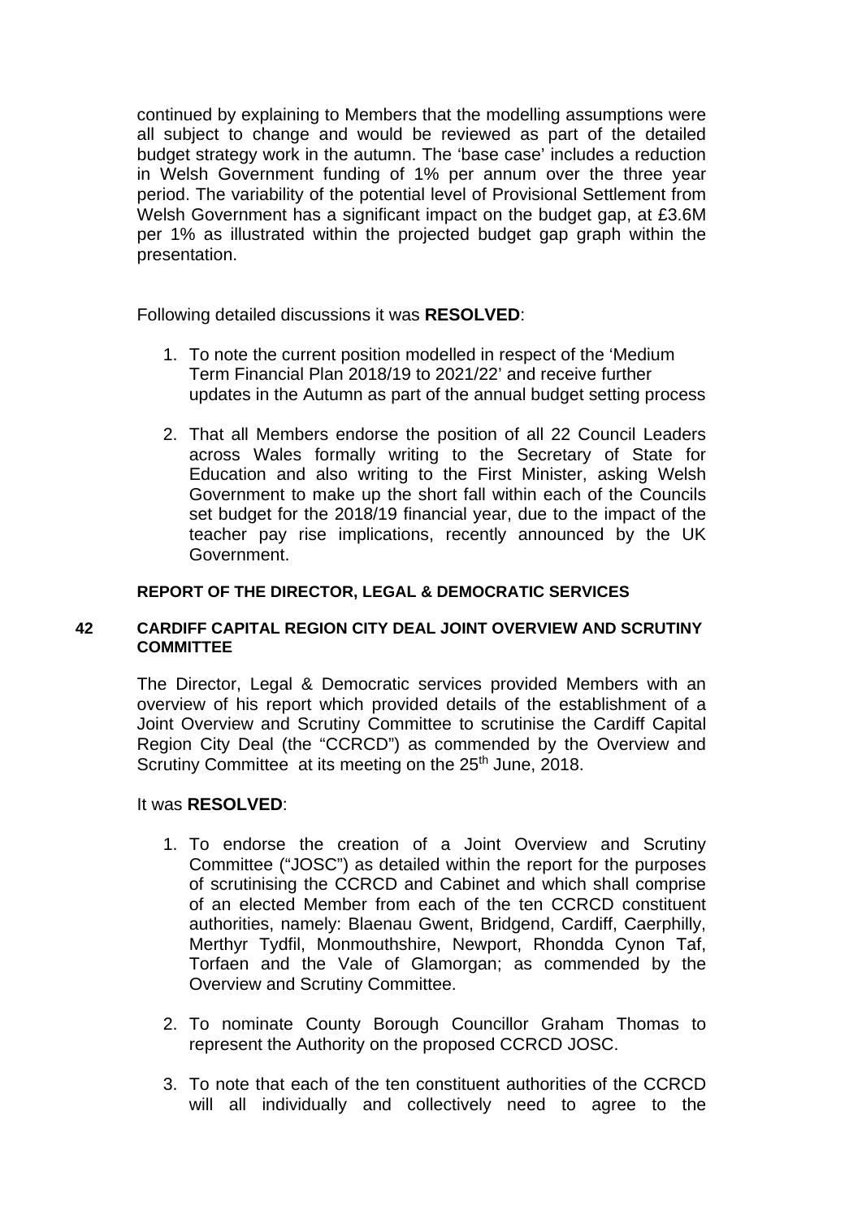continued by explaining to Members that the modelling assumptions were all subject to change and would be reviewed as part of the detailed budget strategy work in the autumn. The 'base case' includes a reduction in Welsh Government funding of 1% per annum over the three year period. The variability of the potential level of Provisional Settlement from Welsh Government has a significant impact on the budget gap, at £3.6M per 1% as illustrated within the projected budget gap graph within the presentation.

Following detailed discussions it was **RESOLVED**:

1. To note the current position modelled in respect of the 'Medium Term Financial Plan 2018/19 to 2021/22' and receive further updates in the Autumn as part of the annual budget setting process
2. That all Members endorse the position of all 22 Council Leaders across Wales formally writing to the Secretary of State for Education and also writing to the First Minister, asking Welsh Government to make up the short fall within each of the Councils set budget for the 2018/19 financial year, due to the impact of the teacher pay rise implications, recently announced by the UK Government.

**REPORT OF THE DIRECTOR, LEGAL & DEMOCRATIC SERVICES**

**42 CARDIFF CAPITAL REGION CITY DEAL JOINT OVERVIEW AND SCRUTINY COMMITTEE**

The Director, Legal & Democratic services provided Members with an overview of his report which provided details of the establishment of a Joint Overview and Scrutiny Committee to scrutinise the Cardiff Capital Region City Deal (the "CCRCD") as commended by the Overview and Scrutiny Committee at its meeting on the 25th June, 2018.

It was **RESOLVED**:

1. To endorse the creation of a Joint Overview and Scrutiny Committee ("JOSC") as detailed within the report for the purposes of scrutinising the CCRCD and Cabinet and which shall comprise of an elected Member from each of the ten CCRCD constituent authorities, namely: Blaenau Gwent, Bridgend, Cardiff, Caerphilly, Merthyr Tydfil, Monmouthshire, Newport, Rhondda Cynon Taf, Torfaen and the Vale of Glamorgan; as commended by the Overview and Scrutiny Committee.
2. To nominate County Borough Councillor Graham Thomas to represent the Authority on the proposed CCRCD JOSC.
3. To note that each of the ten constituent authorities of the CCRCD will all individually and collectively need to agree to the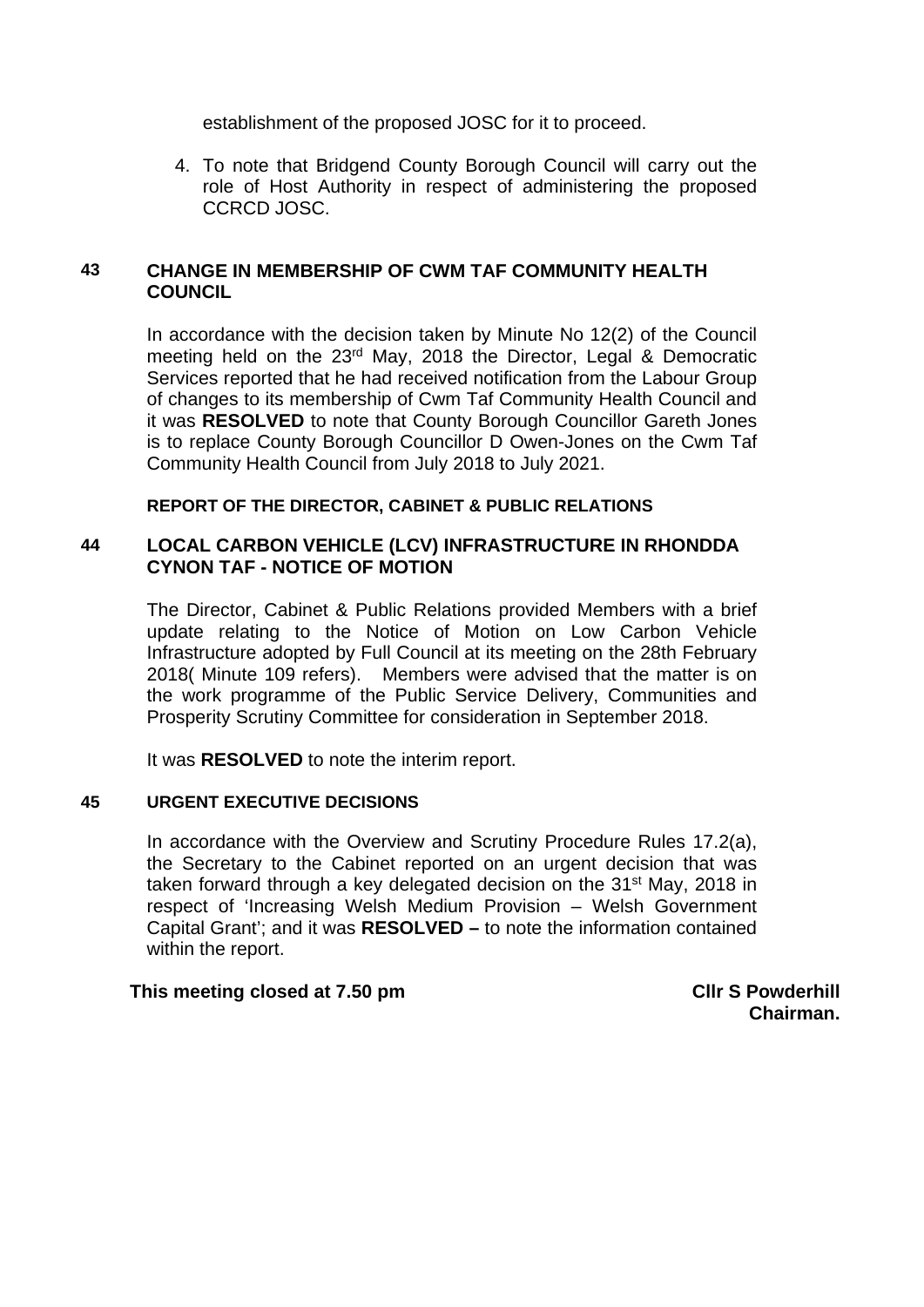establishment of the proposed JOSC for it to proceed.

4. To note that Bridgend County Borough Council will carry out the role of Host Authority in respect of administering the proposed CCRCD JOSC.

## 43 CHANGE IN MEMBERSHIP OF CWM TAF COMMUNITY HEALTH COUNCIL

In accordance with the decision taken by Minute No 12(2) of the Council meeting held on the 23rd May, 2018 the Director, Legal & Democratic Services reported that he had received notification from the Labour Group of changes to its membership of Cwm Taf Community Health Council and it was **RESOLVED** to note that County Borough Councillor Gareth Jones is to replace County Borough Councillor D Owen-Jones on the Cwm Taf Community Health Council from July 2018 to July 2021.

**REPORT OF THE DIRECTOR, CABINET & PUBLIC RELATIONS**

## 44 LOCAL CARBON VEHICLE (LCV) INFRASTRUCTURE IN RHONDDA CYNON TAF - NOTICE OF MOTION

The Director, Cabinet & Public Relations provided Members with a brief update relating to the Notice of Motion on Low Carbon Vehicle Infrastructure adopted by Full Council at its meeting on the 28th February 2018( Minute 109 refers). Members were advised that the matter is on the work programme of the Public Service Delivery, Communities and Prosperity Scrutiny Committee for consideration in September 2018.

It was **RESOLVED** to note the interim report.

## 45 URGENT EXECUTIVE DECISIONS

In accordance with the Overview and Scrutiny Procedure Rules 17.2(a), the Secretary to the Cabinet reported on an urgent decision that was taken forward through a key delegated decision on the 31st May, 2018 in respect of 'Increasing Welsh Medium Provision – Welsh Government Capital Grant'; and it was **RESOLVED –** to note the information contained within the report.

**This meeting closed at 7.50 pm**

**Cllr S Powderhill**
**Chairman.**